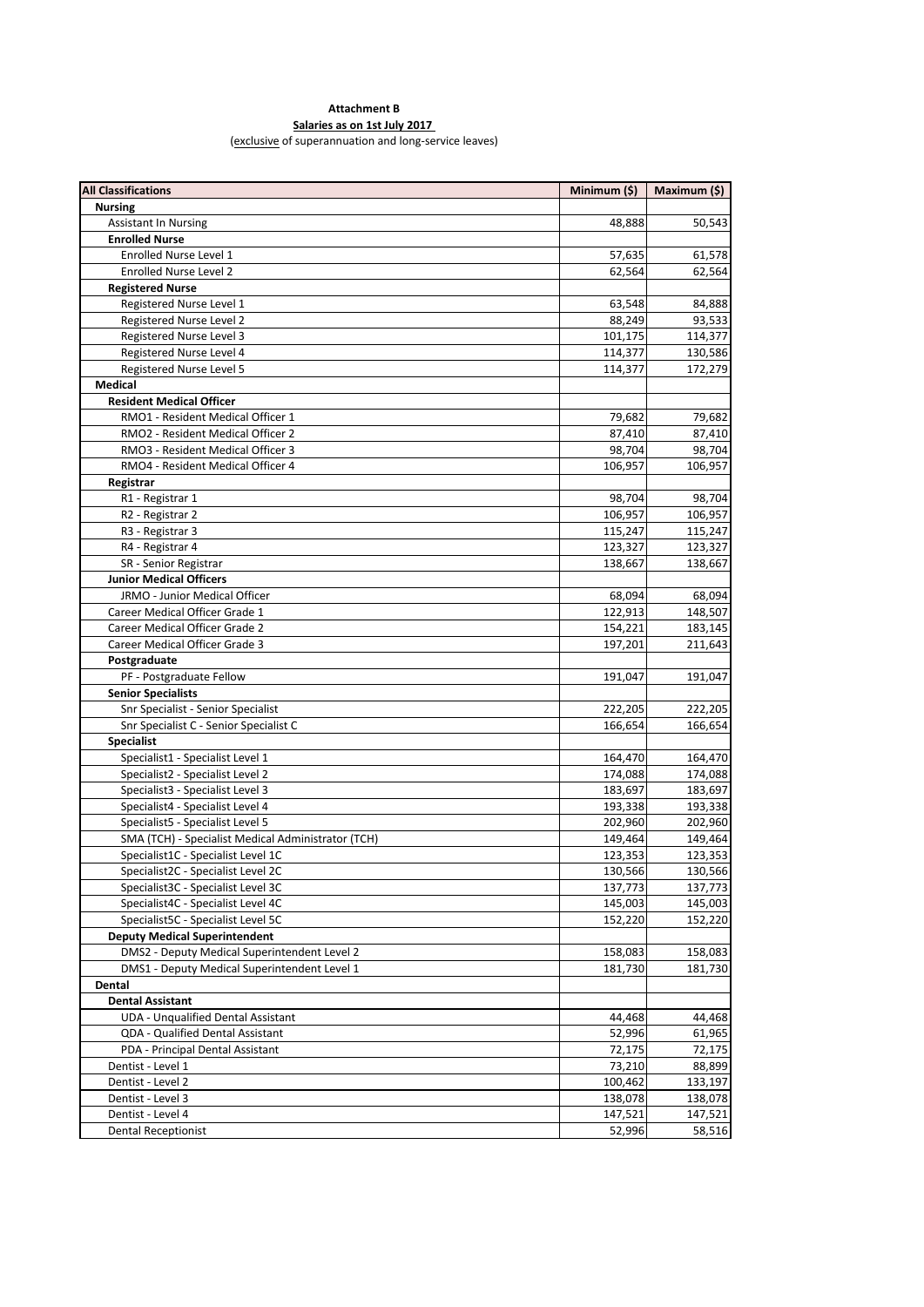**Attachment B**

**Salaries as on 1st July 2017**

(exclusive of superannuation and long-service leaves)

| All Classifications | Minimum ($) | Maximum ($) |
|---|---|---|
| **Nursing** | | |
| Assistant In Nursing | 48,888 | 50,543 |
| **Enrolled Nurse** | | |
| Enrolled Nurse Level 1 | 57,635 | 61,578 |
| Enrolled Nurse Level 2 | 62,564 | 62,564 |
| **Registered Nurse** | | |
| Registered Nurse Level 1 | 63,548 | 84,888 |
| Registered Nurse Level 2 | 88,249 | 93,533 |
| Registered Nurse Level 3 | 101,175 | 114,377 |
| Registered Nurse Level 4 | 114,377 | 130,586 |
| Registered Nurse Level 5 | 114,377 | 172,279 |
| **Medical** | | |
| **Resident Medical Officer** | | |
| RMO1 - Resident Medical Officer 1 | 79,682 | 79,682 |
| RMO2 - Resident Medical Officer 2 | 87,410 | 87,410 |
| RMO3 - Resident Medical Officer 3 | 98,704 | 98,704 |
| RMO4 - Resident Medical Officer 4 | 106,957 | 106,957 |
| **Registrar** | | |
| R1 - Registrar 1 | 98,704 | 98,704 |
| R2 - Registrar 2 | 106,957 | 106,957 |
| R3 - Registrar 3 | 115,247 | 115,247 |
| R4 - Registrar 4 | 123,327 | 123,327 |
| SR - Senior Registrar | 138,667 | 138,667 |
| **Junior Medical Officers** | | |
| JRMO - Junior Medical Officer | 68,094 | 68,094 |
| Career Medical Officer Grade 1 | 122,913 | 148,507 |
| Career Medical Officer Grade 2 | 154,221 | 183,145 |
| Career Medical Officer Grade 3 | 197,201 | 211,643 |
| **Postgraduate** | | |
| PF - Postgraduate Fellow | 191,047 | 191,047 |
| **Senior Specialists** | | |
| Snr Specialist - Senior Specialist | 222,205 | 222,205 |
| Snr Specialist C - Senior Specialist C | 166,654 | 166,654 |
| **Specialist** | | |
| Specialist1 - Specialist Level 1 | 164,470 | 164,470 |
| Specialist2 - Specialist Level 2 | 174,088 | 174,088 |
| Specialist3 - Specialist Level 3 | 183,697 | 183,697 |
| Specialist4 - Specialist Level 4 | 193,338 | 193,338 |
| Specialist5 - Specialist Level 5 | 202,960 | 202,960 |
| SMA (TCH) - Specialist Medical Administrator (TCH) | 149,464 | 149,464 |
| Specialist1C - Specialist Level 1C | 123,353 | 123,353 |
| Specialist2C - Specialist Level 2C | 130,566 | 130,566 |
| Specialist3C - Specialist Level 3C | 137,773 | 137,773 |
| Specialist4C - Specialist Level 4C | 145,003 | 145,003 |
| Specialist5C - Specialist Level 5C | 152,220 | 152,220 |
| **Deputy Medical Superintendent** | | |
| DMS2 - Deputy Medical Superintendent Level 2 | 158,083 | 158,083 |
| DMS1 - Deputy Medical Superintendent Level 1 | 181,730 | 181,730 |
| **Dental** | | |
| **Dental Assistant** | | |
| UDA - Unqualified Dental Assistant | 44,468 | 44,468 |
| QDA - Qualified Dental Assistant | 52,996 | 61,965 |
| PDA - Principal Dental Assistant | 72,175 | 72,175 |
| Dentist - Level 1 | 73,210 | 88,899 |
| Dentist - Level 2 | 100,462 | 133,197 |
| Dentist - Level 3 | 138,078 | 138,078 |
| Dentist - Level 4 | 147,521 | 147,521 |
| Dental Receptionist | 52,996 | 58,516 |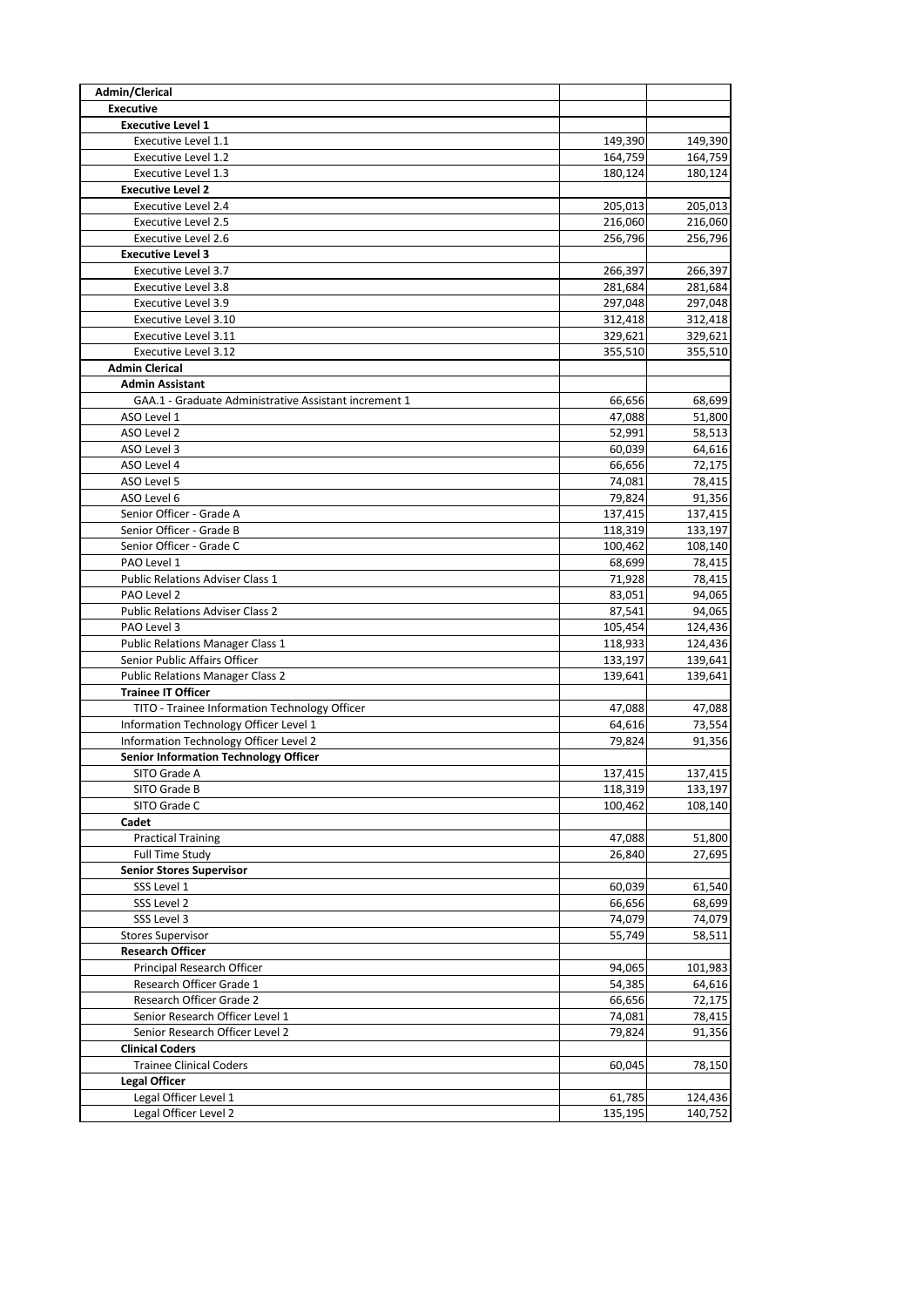| | | |
|---|---|---|
| **Admin/Clerical** | | |
| **Executive** | | |
| **Executive Level 1** | | |
| Executive Level 1.1 | 149,390 | 149,390 |
| Executive Level 1.2 | 164,759 | 164,759 |
| Executive Level 1.3 | 180,124 | 180,124 |
| **Executive Level 2** | | |
| Executive Level 2.4 | 205,013 | 205,013 |
| Executive Level 2.5 | 216,060 | 216,060 |
| Executive Level 2.6 | 256,796 | 256,796 |
| **Executive Level 3** | | |
| Executive Level 3.7 | 266,397 | 266,397 |
| Executive Level 3.8 | 281,684 | 281,684 |
| Executive Level 3.9 | 297,048 | 297,048 |
| Executive Level 3.10 | 312,418 | 312,418 |
| Executive Level 3.11 | 329,621 | 329,621 |
| Executive Level 3.12 | 355,510 | 355,510 |
| **Admin Clerical** | | |
| **Admin Assistant** | | |
| GAA.1 - Graduate Administrative Assistant increment 1 | 66,656 | 68,699 |
| ASO Level 1 | 47,088 | 51,800 |
| ASO Level 2 | 52,991 | 58,513 |
| ASO Level 3 | 60,039 | 64,616 |
| ASO Level 4 | 66,656 | 72,175 |
| ASO Level 5 | 74,081 | 78,415 |
| ASO Level 6 | 79,824 | 91,356 |
| Senior Officer - Grade A | 137,415 | 137,415 |
| Senior Officer - Grade B | 118,319 | 133,197 |
| Senior Officer - Grade C | 100,462 | 108,140 |
| PAO Level 1 | 68,699 | 78,415 |
| Public Relations Adviser Class 1 | 71,928 | 78,415 |
| PAO Level 2 | 83,051 | 94,065 |
| Public Relations Adviser Class 2 | 87,541 | 94,065 |
| PAO Level 3 | 105,454 | 124,436 |
| Public Relations Manager Class 1 | 118,933 | 124,436 |
| Senior Public Affairs Officer | 133,197 | 139,641 |
| Public Relations Manager Class 2 | 139,641 | 139,641 |
| **Trainee IT Officer** | | |
| TITO - Trainee Information Technology Officer | 47,088 | 47,088 |
| Information Technology Officer Level 1 | 64,616 | 73,554 |
| Information Technology Officer Level 2 | 79,824 | 91,356 |
| **Senior Information Technology Officer** | | |
| SITO Grade A | 137,415 | 137,415 |
| SITO Grade B | 118,319 | 133,197 |
| SITO Grade C | 100,462 | 108,140 |
| **Cadet** | | |
| Practical Training | 47,088 | 51,800 |
| Full Time Study | 26,840 | 27,695 |
| **Senior Stores Supervisor** | | |
| SSS Level 1 | 60,039 | 61,540 |
| SSS Level 2 | 66,656 | 68,699 |
| SSS Level 3 | 74,079 | 74,079 |
| Stores Supervisor | 55,749 | 58,511 |
| **Research Officer** | | |
| Principal Research Officer | 94,065 | 101,983 |
| Research Officer Grade 1 | 54,385 | 64,616 |
| Research Officer Grade 2 | 66,656 | 72,175 |
| Senior Research Officer Level 1 | 74,081 | 78,415 |
| Senior Research Officer Level 2 | 79,824 | 91,356 |
| **Clinical Coders** | | |
| Trainee Clinical Coders | 60,045 | 78,150 |
| **Legal Officer** | | |
| Legal Officer Level 1 | 61,785 | 124,436 |
| Legal Officer Level 2 | 135,195 | 140,752 |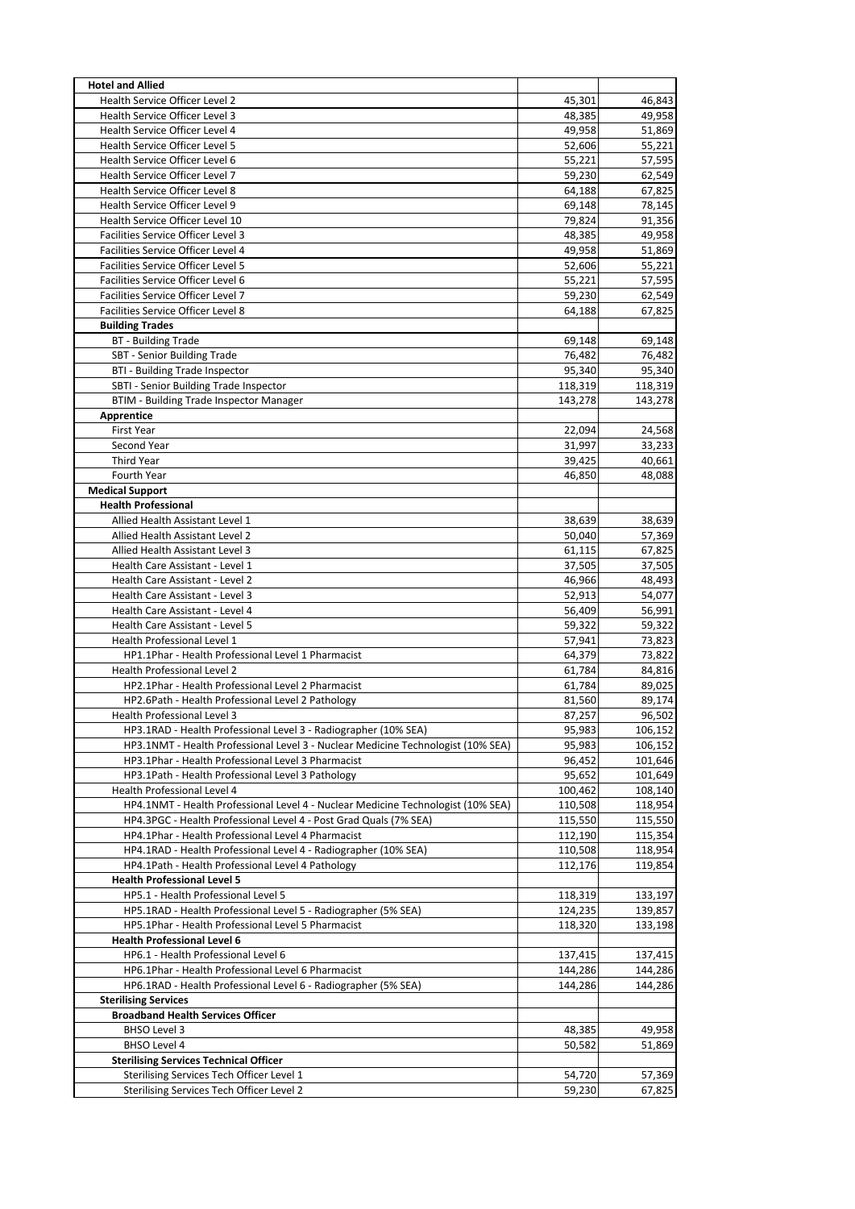| | | |
|---|---|---|
| **Hotel and Allied** | | |
| Health Service Officer Level 2 | 45,301 | 46,843 |
| Health Service Officer Level 3 | 48,385 | 49,958 |
| Health Service Officer Level 4 | 49,958 | 51,869 |
| Health Service Officer Level 5 | 52,606 | 55,221 |
| Health Service Officer Level 6 | 55,221 | 57,595 |
| Health Service Officer Level 7 | 59,230 | 62,549 |
| Health Service Officer Level 8 | 64,188 | 67,825 |
| Health Service Officer Level 9 | 69,148 | 78,145 |
| Health Service Officer Level 10 | 79,824 | 91,356 |
| Facilities Service Officer Level 3 | 48,385 | 49,958 |
| Facilities Service Officer Level 4 | 49,958 | 51,869 |
| Facilities Service Officer Level 5 | 52,606 | 55,221 |
| Facilities Service Officer Level 6 | 55,221 | 57,595 |
| Facilities Service Officer Level 7 | 59,230 | 62,549 |
| Facilities Service Officer Level 8 | 64,188 | 67,825 |
| **Building Trades** | | |
| BT - Building Trade | 69,148 | 69,148 |
| SBT - Senior Building Trade | 76,482 | 76,482 |
| BTI - Building Trade Inspector | 95,340 | 95,340 |
| SBTI - Senior Building Trade Inspector | 118,319 | 118,319 |
| BTIM - Building Trade Inspector Manager | 143,278 | 143,278 |
| **Apprentice** | | |
| First Year | 22,094 | 24,568 |
| Second Year | 31,997 | 33,233 |
| Third Year | 39,425 | 40,661 |
| Fourth Year | 46,850 | 48,088 |
| **Medical Support** | | |
| **Health Professional** | | |
| Allied Health Assistant Level 1 | 38,639 | 38,639 |
| Allied Health Assistant Level 2 | 50,040 | 57,369 |
| Allied Health Assistant Level 3 | 61,115 | 67,825 |
| Health Care Assistant - Level 1 | 37,505 | 37,505 |
| Health Care Assistant - Level 2 | 46,966 | 48,493 |
| Health Care Assistant - Level 3 | 52,913 | 54,077 |
| Health Care Assistant - Level 4 | 56,409 | 56,991 |
| Health Care Assistant - Level 5 | 59,322 | 59,322 |
| Health Professional Level 1 | 57,941 | 73,823 |
| HP1.1Phar - Health Professional Level 1 Pharmacist | 64,379 | 73,822 |
| Health Professional Level 2 | 61,784 | 84,816 |
| HP2.1Phar - Health Professional Level 2 Pharmacist | 61,784 | 89,025 |
| HP2.6Path - Health Professional Level 2 Pathology | 81,560 | 89,174 |
| Health Professional Level 3 | 87,257 | 96,502 |
| HP3.1RAD - Health Professional Level 3 - Radiographer (10% SEA) | 95,983 | 106,152 |
| HP3.1NMT - Health Professional Level 3 - Nuclear Medicine Technologist (10% SEA) | 95,983 | 106,152 |
| HP3.1Phar - Health Professional Level 3 Pharmacist | 96,452 | 101,646 |
| HP3.1Path - Health Professional Level 3 Pathology | 95,652 | 101,649 |
| Health Professional Level 4 | 100,462 | 108,140 |
| HP4.1NMT - Health Professional Level 4 - Nuclear Medicine Technologist (10% SEA) | 110,508 | 118,954 |
| HP4.3PGC - Health Professional Level 4 - Post Grad Quals (7% SEA) | 115,550 | 115,550 |
| HP4.1Phar - Health Professional Level 4 Pharmacist | 112,190 | 115,354 |
| HP4.1RAD - Health Professional Level 4 - Radiographer (10% SEA) | 110,508 | 118,954 |
| HP4.1Path - Health Professional Level 4 Pathology | 112,176 | 119,854 |
| **Health Professional Level 5** | | |
| HP5.1 - Health Professional Level 5 | 118,319 | 133,197 |
| HP5.1RAD - Health Professional Level 5 - Radiographer (5% SEA) | 124,235 | 139,857 |
| HP5.1Phar - Health Professional Level 5 Pharmacist | 118,320 | 133,198 |
| **Health Professional Level 6** | | |
| HP6.1 - Health Professional Level 6 | 137,415 | 137,415 |
| HP6.1Phar - Health Professional Level 6 Pharmacist | 144,286 | 144,286 |
| HP6.1RAD - Health Professional Level 6 - Radiographer (5% SEA) | 144,286 | 144,286 |
| **Sterilising Services** | | |
| **Broadband Health Services Officer** | | |
| BHSO Level 3 | 48,385 | 49,958 |
| BHSO Level 4 | 50,582 | 51,869 |
| **Sterilising Services Technical Officer** | | |
| Sterilising Services Tech Officer Level 1 | 54,720 | 57,369 |
| Sterilising Services Tech Officer Level 2 | 59,230 | 67,825 |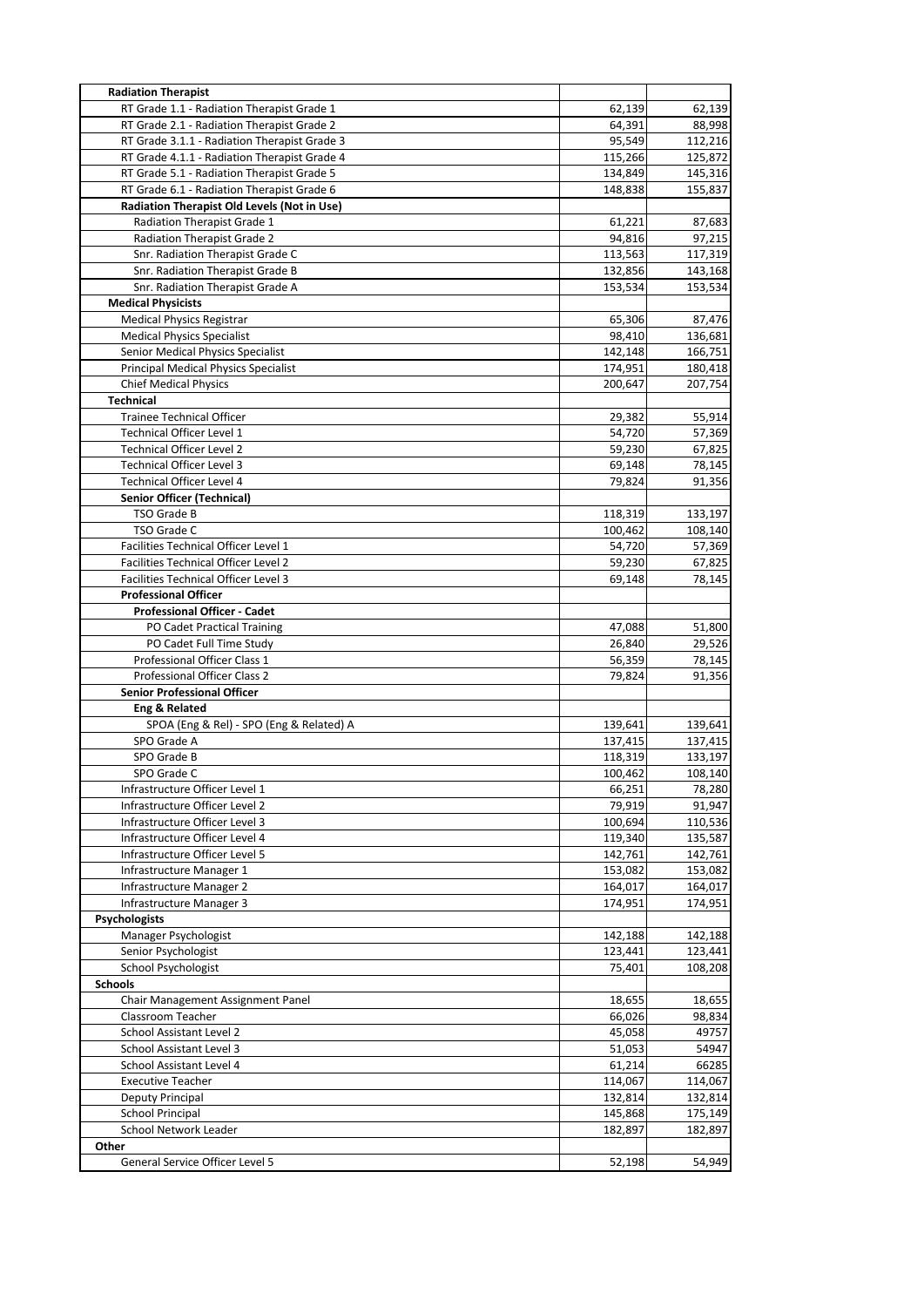| | | |
|---|---|---|
| **Radiation Therapist** | | |
| RT Grade 1.1 - Radiation Therapist Grade 1 | 62,139 | 62,139 |
| RT Grade 2.1 - Radiation Therapist Grade 2 | 64,391 | 88,998 |
| RT Grade 3.1.1 - Radiation Therapist Grade 3 | 95,549 | 112,216 |
| RT Grade 4.1.1 - Radiation Therapist Grade 4 | 115,266 | 125,872 |
| RT Grade 5.1 - Radiation Therapist Grade 5 | 134,849 | 145,316 |
| RT Grade 6.1 - Radiation Therapist Grade 6 | 148,838 | 155,837 |
| **Radiation Therapist Old Levels (Not in Use)** | | |
| Radiation Therapist Grade 1 | 61,221 | 87,683 |
| Radiation Therapist Grade 2 | 94,816 | 97,215 |
| Snr. Radiation Therapist Grade C | 113,563 | 117,319 |
| Snr. Radiation Therapist Grade B | 132,856 | 143,168 |
| Snr. Radiation Therapist Grade A | 153,534 | 153,534 |
| **Medical Physicists** | | |
| Medical Physics Registrar | 65,306 | 87,476 |
| Medical Physics Specialist | 98,410 | 136,681 |
| Senior Medical Physics Specialist | 142,148 | 166,751 |
| Principal Medical Physics Specialist | 174,951 | 180,418 |
| Chief Medical Physics | 200,647 | 207,754 |
| **Technical** | | |
| Trainee Technical Officer | 29,382 | 55,914 |
| Technical Officer Level 1 | 54,720 | 57,369 |
| Technical Officer Level 2 | 59,230 | 67,825 |
| Technical Officer Level 3 | 69,148 | 78,145 |
| Technical Officer Level 4 | 79,824 | 91,356 |
| **Senior Officer (Technical)** | | |
| TSO Grade B | 118,319 | 133,197 |
| TSO Grade C | 100,462 | 108,140 |
| Facilities Technical Officer Level 1 | 54,720 | 57,369 |
| Facilities Technical Officer Level 2 | 59,230 | 67,825 |
| Facilities Technical Officer Level 3 | 69,148 | 78,145 |
| **Professional Officer** | | |
| **Professional Officer - Cadet** | | |
| PO Cadet Practical Training | 47,088 | 51,800 |
| PO Cadet Full Time Study | 26,840 | 29,526 |
| Professional Officer Class 1 | 56,359 | 78,145 |
| Professional Officer Class 2 | 79,824 | 91,356 |
| **Senior Professional Officer** | | |
| **Eng & Related** | | |
| SPOA (Eng & Rel) - SPO (Eng & Related) A | 139,641 | 139,641 |
| SPO Grade A | 137,415 | 137,415 |
| SPO Grade B | 118,319 | 133,197 |
| SPO Grade C | 100,462 | 108,140 |
| Infrastructure Officer Level 1 | 66,251 | 78,280 |
| Infrastructure Officer Level 2 | 79,919 | 91,947 |
| Infrastructure Officer Level 3 | 100,694 | 110,536 |
| Infrastructure Officer Level 4 | 119,340 | 135,587 |
| Infrastructure Officer Level 5 | 142,761 | 142,761 |
| Infrastructure Manager 1 | 153,082 | 153,082 |
| Infrastructure Manager 2 | 164,017 | 164,017 |
| Infrastructure Manager 3 | 174,951 | 174,951 |
| **Psychologists** | | |
| Manager Psychologist | 142,188 | 142,188 |
| Senior Psychologist | 123,441 | 123,441 |
| School Psychologist | 75,401 | 108,208 |
| **Schools** | | |
| Chair Management Assignment Panel | 18,655 | 18,655 |
| Classroom Teacher | 66,026 | 98,834 |
| School Assistant Level 2 | 45,058 | 49757 |
| School Assistant Level 3 | 51,053 | 54947 |
| School Assistant Level 4 | 61,214 | 66285 |
| Executive Teacher | 114,067 | 114,067 |
| Deputy Principal | 132,814 | 132,814 |
| School Principal | 145,868 | 175,149 |
| School Network Leader | 182,897 | 182,897 |
| **Other** | | |
| General Service Officer Level 5 | 52,198 | 54,949 |